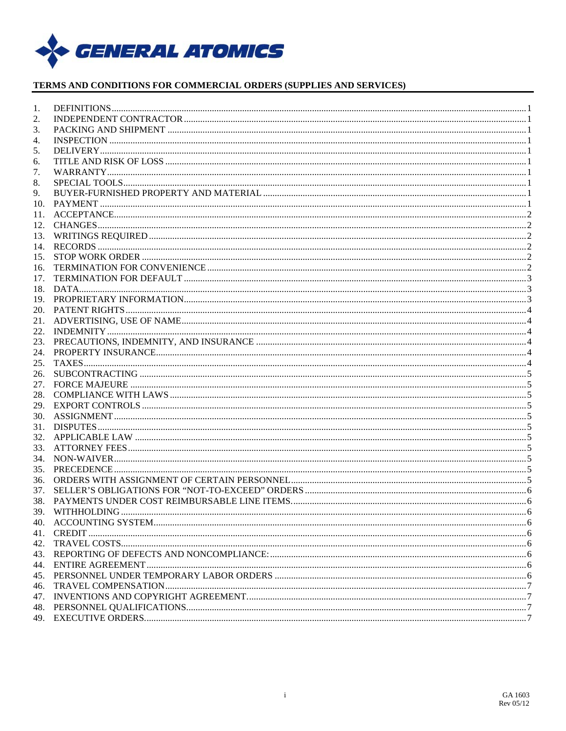GENERAL ATOMICS

## TERMS AND CONDITIONS FOR COMMERCIAL ORDERS (SUPPLIES AND SERVICES)

1. DEFINITIONS ..... 1
2. INDEPENDENT CONTRACTOR ..... 1
3. PACKING AND SHIPMENT ..... 1
4. INSPECTION ..... 1
5. DELIVERY ..... 1
6. TITLE AND RISK OF LOSS ..... 1
7. WARRANTY ..... 1
8. SPECIAL TOOLS ..... 1
9. BUYER-FURNISHED PROPERTY AND MATERIAL ..... 1
10. PAYMENT ..... 1
11. ACCEPTANCE ..... 2
12. CHANGES ..... 2
13. WRITINGS REQUIRED ..... 2
14. RECORDS ..... 2
15. STOP WORK ORDER ..... 2
16. TERMINATION FOR CONVENIENCE ..... 2
17. TERMINATION FOR DEFAULT ..... 3
18. DATA ..... 3
19. PROPRIETARY INFORMATION ..... 3
20. PATENT RIGHTS ..... 4
21. ADVERTISING, USE OF NAME ..... 4
22. INDEMNITY ..... 4
23. PRECAUTIONS, INDEMNITY, AND INSURANCE ..... 4
24. PROPERTY INSURANCE ..... 4
25. TAXES ..... 4
26. SUBCONTRACTING ..... 5
27. FORCE MAJEURE ..... 5
28. COMPLIANCE WITH LAWS ..... 5
29. EXPORT CONTROLS ..... 5
30. ASSIGNMENT ..... 5
31. DISPUTES ..... 5
32. APPLICABLE LAW ..... 5
33. ATTORNEY FEES ..... 5
34. NON-WAIVER ..... 5
35. PRECEDENCE ..... 5
36. ORDERS WITH ASSIGNMENT OF CERTAIN PERSONNEL ..... 5
37. SELLER'S OBLIGATIONS FOR "NOT-TO-EXCEED" ORDERS ..... 6
38. PAYMENTS UNDER COST REIMBURSABLE LINE ITEMS ..... 6
39. WITHHOLDING ..... 6
40. ACCOUNTING SYSTEM ..... 6
41. CREDIT ..... 6
42. TRAVEL COSTS ..... 6
43. REPORTING OF DEFECTS AND NONCOMPLIANCE: ..... 6
44. ENTIRE AGREEMENT ..... 6
45. PERSONNEL UNDER TEMPORARY LABOR ORDERS ..... 6
46. TRAVEL COMPENSATION ..... 7
47. INVENTIONS AND COPYRIGHT AGREEMENT ..... 7
48. PERSONNEL QUALIFICATIONS ..... 7
49. EXECUTIVE ORDERS ..... 7

GA 1603
Rev 05/12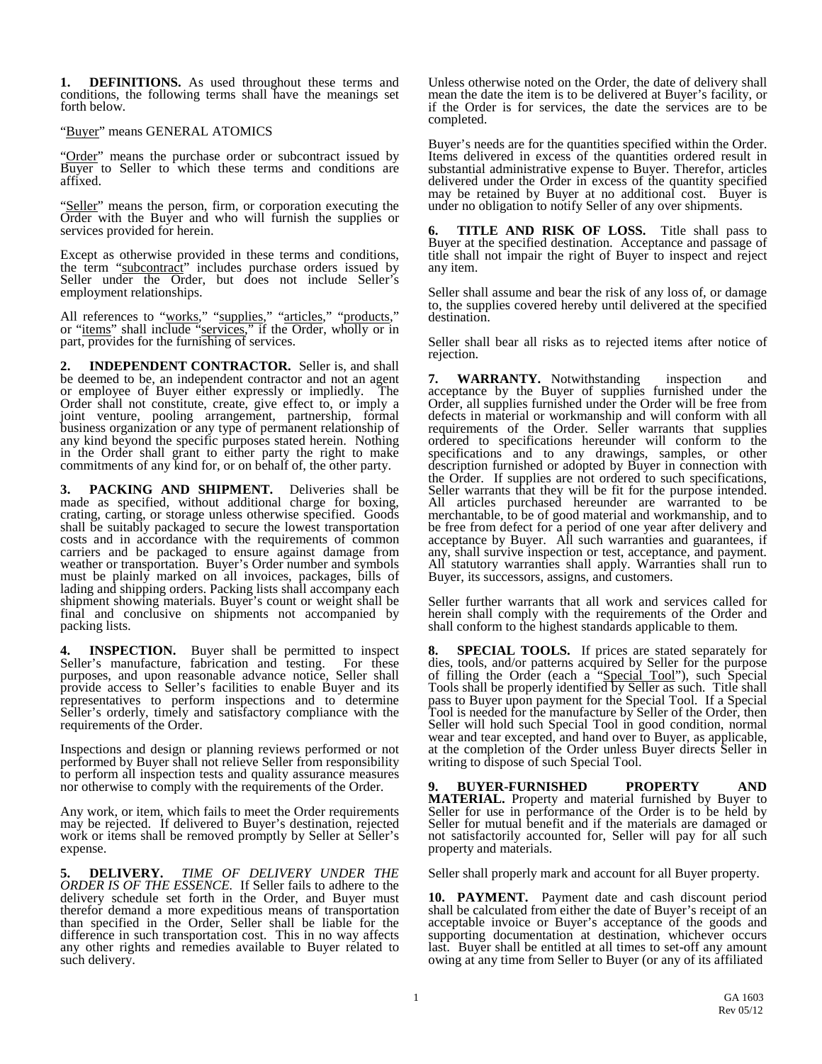**1. DEFINITIONS.** As used throughout these terms and conditions, the following terms shall have the meanings set forth below.

"Buyer" means GENERAL ATOMICS

"Order" means the purchase order or subcontract issued by Buyer to Seller to which these terms and conditions are affixed.

"Seller" means the person, firm, or corporation executing the Order with the Buyer and who will furnish the supplies or services provided for herein.

Except as otherwise provided in these terms and conditions, the term "subcontract" includes purchase orders issued by Seller under the Order, but does not include Seller's employment relationships.

All references to "works," "supplies," "articles," "products," or "items" shall include "services," if the Order, wholly or in part, provides for the furnishing of services.

**2. INDEPENDENT CONTRACTOR.** Seller is, and shall be deemed to be, an independent contractor and not an agent or employee of Buyer either expressly or impliedly. The Order shall not constitute, create, give effect to, or imply a joint venture, pooling arrangement, partnership, formal business organization or any type of permanent relationship of any kind beyond the specific purposes stated herein. Nothing in the Order shall grant to either party the right to make commitments of any kind for, or on behalf of, the other party.

**3. PACKING AND SHIPMENT.** Deliveries shall be made as specified, without additional charge for boxing, crating, carting, or storage unless otherwise specified. Goods shall be suitably packaged to secure the lowest transportation costs and in accordance with the requirements of common carriers and be packaged to ensure against damage from weather or transportation. Buyer's Order number and symbols must be plainly marked on all invoices, packages, bills of lading and shipping orders. Packing lists shall accompany each shipment showing materials. Buyer's count or weight shall be final and conclusive on shipments not accompanied by packing lists.

**4. INSPECTION.** Buyer shall be permitted to inspect Seller's manufacture, fabrication and testing. For these purposes, and upon reasonable advance notice, Seller shall provide access to Seller's facilities to enable Buyer and its representatives to perform inspections and to determine Seller's orderly, timely and satisfactory compliance with the requirements of the Order.

Inspections and design or planning reviews performed or not performed by Buyer shall not relieve Seller from responsibility to perform all inspection tests and quality assurance measures nor otherwise to comply with the requirements of the Order.

Any work, or item, which fails to meet the Order requirements may be rejected. If delivered to Buyer's destination, rejected work or items shall be removed promptly by Seller at Seller's expense.

**5. DELIVERY.** *TIME OF DELIVERY UNDER THE ORDER IS OF THE ESSENCE.* If Seller fails to adhere to the delivery schedule set forth in the Order, and Buyer must therefor demand a more expeditious means of transportation than specified in the Order, Seller shall be liable for the difference in such transportation cost. This in no way affects any other rights and remedies available to Buyer related to such delivery.

Unless otherwise noted on the Order, the date of delivery shall mean the date the item is to be delivered at Buyer's facility, or if the Order is for services, the date the services are to be completed.

Buyer's needs are for the quantities specified within the Order. Items delivered in excess of the quantities ordered result in substantial administrative expense to Buyer. Therefor, articles delivered under the Order in excess of the quantity specified may be retained by Buyer at no additional cost. Buyer is under no obligation to notify Seller of any over shipments.

**6. TITLE AND RISK OF LOSS.** Title shall pass to Buyer at the specified destination. Acceptance and passage of title shall not impair the right of Buyer to inspect and reject any item.

Seller shall assume and bear the risk of any loss of, or damage to, the supplies covered hereby until delivered at the specified destination.

Seller shall bear all risks as to rejected items after notice of rejection.

**7. WARRANTY.** Notwithstanding inspection and acceptance by the Buyer of supplies furnished under the Order, all supplies furnished under the Order will be free from defects in material or workmanship and will conform with all requirements of the Order. Seller warrants that supplies ordered to specifications hereunder will conform to the specifications and to any drawings, samples, or other description furnished or adopted by Buyer in connection with the Order. If supplies are not ordered to such specifications, Seller warrants that they will be fit for the purpose intended. All articles purchased hereunder are warranted to be merchantable, to be of good material and workmanship, and to be free from defect for a period of one year after delivery and acceptance by Buyer. All such warranties and guarantees, if any, shall survive inspection or test, acceptance, and payment. All statutory warranties shall apply. Warranties shall run to Buyer, its successors, assigns, and customers.

Seller further warrants that all work and services called for herein shall comply with the requirements of the Order and shall conform to the highest standards applicable to them.

**8. SPECIAL TOOLS.** If prices are stated separately for dies, tools, and/or patterns acquired by Seller for the purpose of filling the Order (each a "Special Tool"), such Special Tools shall be properly identified by Seller as such. Title shall pass to Buyer upon payment for the Special Tool. If a Special Tool is needed for the manufacture by Seller of the Order, then Seller will hold such Special Tool in good condition, normal wear and tear excepted, and hand over to Buyer, as applicable, at the completion of the Order unless Buyer directs Seller in writing to dispose of such Special Tool.

**9. BUYER-FURNISHED PROPERTY AND MATERIAL.** Property and material furnished by Buyer to Seller for use in performance of the Order is to be held by Seller for mutual benefit and if the materials are damaged or not satisfactorily accounted for, Seller will pay for all such property and materials.

Seller shall properly mark and account for all Buyer property.

**10. PAYMENT.** Payment date and cash discount period shall be calculated from either the date of Buyer's receipt of an acceptable invoice or Buyer's acceptance of the goods and supporting documentation at destination, whichever occurs last. Buyer shall be entitled at all times to set-off any amount owing at any time from Seller to Buyer (or any of its affiliated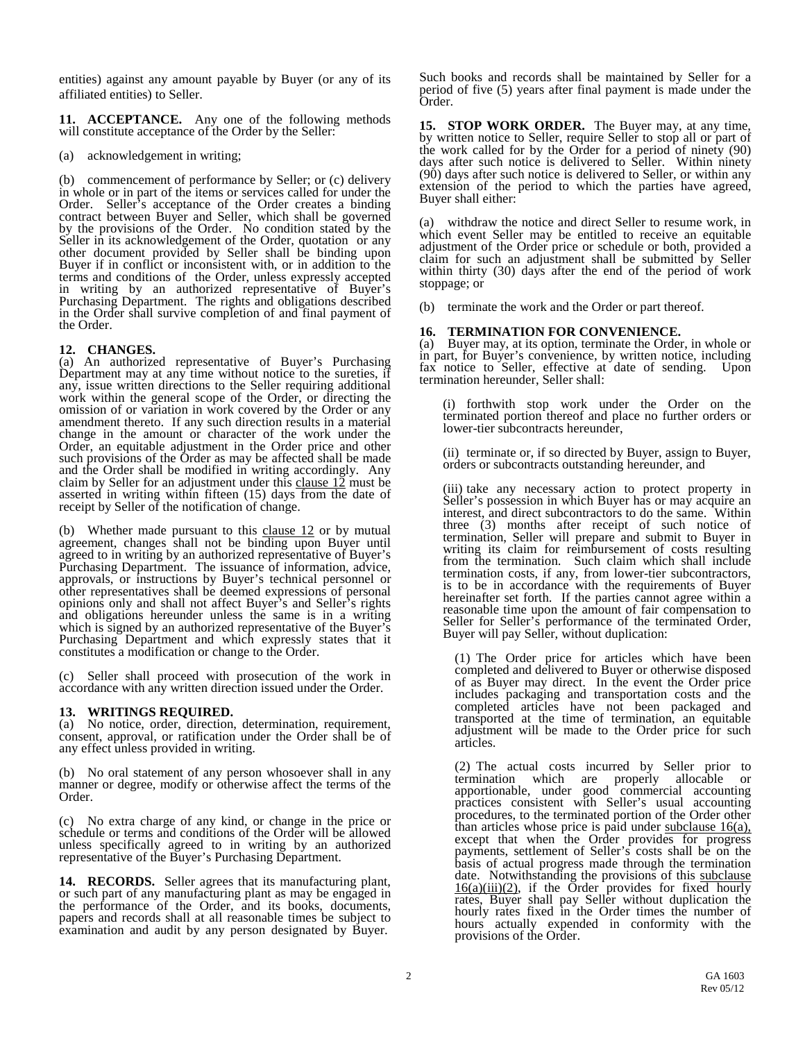entities) against any amount payable by Buyer (or any of its affiliated entities) to Seller.

**11. ACCEPTANCE.** Any one of the following methods will constitute acceptance of the Order by the Seller:

(a) acknowledgement in writing;

(b) commencement of performance by Seller; or (c) delivery in whole or in part of the items or services called for under the Order. Seller's acceptance of the Order creates a binding contract between Buyer and Seller, which shall be governed by the provisions of the Order. No condition stated by the Seller in its acknowledgement of the Order, quotation or any other document provided by Seller shall be binding upon Buyer if in conflict or inconsistent with, or in addition to the terms and conditions of the Order, unless expressly accepted in writing by an authorized representative of Buyer's Purchasing Department. The rights and obligations described in the Order shall survive completion of and final payment of the Order.

**12. CHANGES.**

(a) An authorized representative of Buyer's Purchasing Department may at any time without notice to the sureties, if any, issue written directions to the Seller requiring additional work within the general scope of the Order, or directing the omission of or variation in work covered by the Order or any amendment thereto. If any such direction results in a material change in the amount or character of the work under the Order, an equitable adjustment in the Order price and other such provisions of the Order as may be affected shall be made and the Order shall be modified in writing accordingly. Any claim by Seller for an adjustment under this clause 12 must be asserted in writing within fifteen (15) days from the date of receipt by Seller of the notification of change.

(b) Whether made pursuant to this clause 12 or by mutual agreement, changes shall not be binding upon Buyer until agreed to in writing by an authorized representative of Buyer's Purchasing Department. The issuance of information, advice, approvals, or instructions by Buyer's technical personnel or other representatives shall be deemed expressions of personal opinions only and shall not affect Buyer's and Seller's rights and obligations hereunder unless the same is in a writing which is signed by an authorized representative of the Buyer's Purchasing Department and which expressly states that it constitutes a modification or change to the Order.

(c) Seller shall proceed with prosecution of the work in accordance with any written direction issued under the Order.

**13. WRITINGS REQUIRED.**

(a) No notice, order, direction, determination, requirement, consent, approval, or ratification under the Order shall be of any effect unless provided in writing.

(b) No oral statement of any person whosoever shall in any manner or degree, modify or otherwise affect the terms of the Order.

(c) No extra charge of any kind, or change in the price or schedule or terms and conditions of the Order will be allowed unless specifically agreed to in writing by an authorized representative of the Buyer's Purchasing Department.

**14. RECORDS.** Seller agrees that its manufacturing plant, or such part of any manufacturing plant as may be engaged in the performance of the Order, and its books, documents, papers and records shall at all reasonable times be subject to examination and audit by any person designated by Buyer. Such books and records shall be maintained by Seller for a period of five (5) years after final payment is made under the Order.

**15. STOP WORK ORDER.** The Buyer may, at any time, by written notice to Seller, require Seller to stop all or part of the work called for by the Order for a period of ninety (90) days after such notice is delivered to Seller. Within ninety (90) days after such notice is delivered to Seller, or within any extension of the period to which the parties have agreed, Buyer shall either:

(a) withdraw the notice and direct Seller to resume work, in which event Seller may be entitled to receive an equitable adjustment of the Order price or schedule or both, provided a claim for such an adjustment shall be submitted by Seller within thirty (30) days after the end of the period of work stoppage; or

(b) terminate the work and the Order or part thereof.

**16. TERMINATION FOR CONVENIENCE.**

(a) Buyer may, at its option, terminate the Order, in whole or in part, for Buyer's convenience, by written notice, including fax notice to Seller, effective at date of sending. Upon termination hereunder, Seller shall:

(i) forthwith stop work under the Order on the terminated portion thereof and place no further orders or lower-tier subcontracts hereunder,

(ii) terminate or, if so directed by Buyer, assign to Buyer, orders or subcontracts outstanding hereunder, and

(iii) take any necessary action to protect property in Seller's possession in which Buyer has or may acquire an interest, and direct subcontractors to do the same. Within three (3) months after receipt of such notice of termination, Seller will prepare and submit to Buyer in writing its claim for reimbursement of costs resulting from the termination. Such claim which shall include termination costs, if any, from lower-tier subcontractors, is to be in accordance with the requirements of Buyer hereinafter set forth. If the parties cannot agree within a reasonable time upon the amount of fair compensation to Seller for Seller's performance of the terminated Order, Buyer will pay Seller, without duplication:

(1) The Order price for articles which have been completed and delivered to Buyer or otherwise disposed of as Buyer may direct. In the event the Order price includes packaging and transportation costs and the completed articles have not been packaged and transported at the time of termination, an equitable adjustment will be made to the Order price for such articles.

(2) The actual costs incurred by Seller prior to termination which are properly allocable or apportionable, under good commercial accounting practices consistent with Seller's usual accounting procedures, to the terminated portion of the Order other than articles whose price is paid under subclause 16(a), except that when the Order provides for progress payments, settlement of Seller's costs shall be on the basis of actual progress made through the termination date. Notwithstanding the provisions of this subclause 16(a)(iii)(2), if the Order provides for fixed hourly rates, Buyer shall pay Seller without duplication the hourly rates fixed in the Order times the number of hours actually expended in conformity with the provisions of the Order.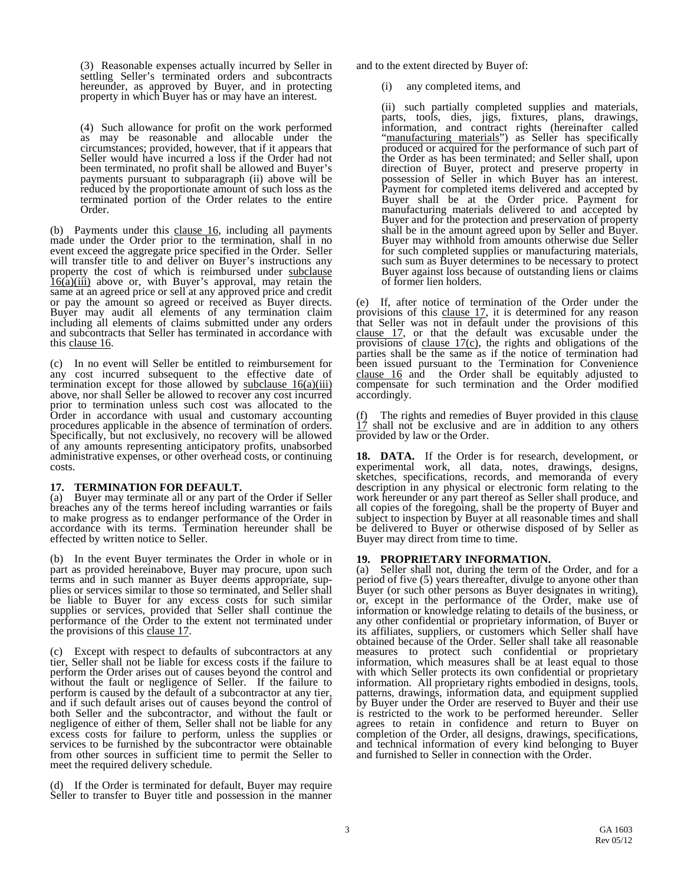(3) Reasonable expenses actually incurred by Seller in settling Seller's terminated orders and subcontracts hereunder, as approved by Buyer, and in protecting property in which Buyer has or may have an interest.

(4) Such allowance for profit on the work performed as may be reasonable and allocable under the circumstances; provided, however, that if it appears that Seller would have incurred a loss if the Order had not been terminated, no profit shall be allowed and Buyer's payments pursuant to subparagraph (ii) above will be reduced by the proportionate amount of such loss as the terminated portion of the Order relates to the entire Order.

(b) Payments under this clause 16, including all payments made under the Order prior to the termination, shall in no event exceed the aggregate price specified in the Order. Seller will transfer title to and deliver on Buyer's instructions any property the cost of which is reimbursed under subclause 16(a)(iii) above or, with Buyer's approval, may retain the same at an agreed price or sell at any approved price and credit or pay the amount so agreed or received as Buyer directs. Buyer may audit all elements of any termination claim including all elements of claims submitted under any orders and subcontracts that Seller has terminated in accordance with this clause 16.

(c) In no event will Seller be entitled to reimbursement for any cost incurred subsequent to the effective date of termination except for those allowed by subclause 16(a)(iii) above, nor shall Seller be allowed to recover any cost incurred prior to termination unless such cost was allocated to the Order in accordance with usual and customary accounting procedures applicable in the absence of termination of orders. Specifically, but not exclusively, no recovery will be allowed of any amounts representing anticipatory profits, unabsorbed administrative expenses, or other overhead costs, or continuing costs.

**17. TERMINATION FOR DEFAULT.**

(a) Buyer may terminate all or any part of the Order if Seller breaches any of the terms hereof including warranties or fails to make progress as to endanger performance of the Order in accordance with its terms. Termination hereunder shall be effected by written notice to Seller.

(b) In the event Buyer terminates the Order in whole or in part as provided hereinabove, Buyer may procure, upon such terms and in such manner as Buyer deems appropriate, supplies or services similar to those so terminated, and Seller shall be liable to Buyer for any excess costs for such similar supplies or services, provided that Seller shall continue the performance of the Order to the extent not terminated under the provisions of this clause 17.

(c) Except with respect to defaults of subcontractors at any tier, Seller shall not be liable for excess costs if the failure to perform the Order arises out of causes beyond the control and without the fault or negligence of Seller. If the failure to perform is caused by the default of a subcontractor at any tier, and if such default arises out of causes beyond the control of both Seller and the subcontractor, and without the fault or negligence of either of them, Seller shall not be liable for any excess costs for failure to perform, unless the supplies or services to be furnished by the subcontractor were obtainable from other sources in sufficient time to permit the Seller to meet the required delivery schedule.

(d) If the Order is terminated for default, Buyer may require Seller to transfer to Buyer title and possession in the manner and to the extent directed by Buyer of:

(i) any completed items, and

(ii) such partially completed supplies and materials, parts, tools, dies, jigs, fixtures, plans, drawings, information, and contract rights (hereinafter called "manufacturing materials") as Seller has specifically produced or acquired for the performance of such part of the Order as has been terminated; and Seller shall, upon direction of Buyer, protect and preserve property in possession of Seller in which Buyer has an interest. Payment for completed items delivered and accepted by Buyer shall be at the Order price. Payment for manufacturing materials delivered to and accepted by Buyer and for the protection and preservation of property shall be in the amount agreed upon by Seller and Buyer. Buyer may withhold from amounts otherwise due Seller for such completed supplies or manufacturing materials, such sum as Buyer determines to be necessary to protect Buyer against loss because of outstanding liens or claims of former lien holders.

(e) If, after notice of termination of the Order under the provisions of this clause 17, it is determined for any reason that Seller was not in default under the provisions of this clause 17, or that the default was excusable under the provisions of clause 17(c), the rights and obligations of the parties shall be the same as if the notice of termination had been issued pursuant to the Termination for Convenience clause 16 and the Order shall be equitably adjusted to compensate for such termination and the Order modified accordingly.

(f) The rights and remedies of Buyer provided in this clause 17 shall not be exclusive and are in addition to any others provided by law or the Order.

**18. DATA.** If the Order is for research, development, or experimental work, all data, notes, drawings, designs, sketches, specifications, records, and memoranda of every description in any physical or electronic form relating to the work hereunder or any part thereof as Seller shall produce, and all copies of the foregoing, shall be the property of Buyer and subject to inspection by Buyer at all reasonable times and shall be delivered to Buyer or otherwise disposed of by Seller as Buyer may direct from time to time.

**19. PROPRIETARY INFORMATION.**

(a) Seller shall not, during the term of the Order, and for a period of five (5) years thereafter, divulge to anyone other than Buyer (or such other persons as Buyer designates in writing), or, except in the performance of the Order, make use of information or knowledge relating to details of the business, or any other confidential or proprietary information, of Buyer or its affiliates, suppliers, or customers which Seller shall have obtained because of the Order. Seller shall take all reasonable measures to protect such confidential or proprietary information, which measures shall be at least equal to those with which Seller protects its own confidential or proprietary information. All proprietary rights embodied in designs, tools, patterns, drawings, information data, and equipment supplied by Buyer under the Order are reserved to Buyer and their use is restricted to the work to be performed hereunder. Seller agrees to retain in confidence and return to Buyer on completion of the Order, all designs, drawings, specifications, and technical information of every kind belonging to Buyer and furnished to Seller in connection with the Order.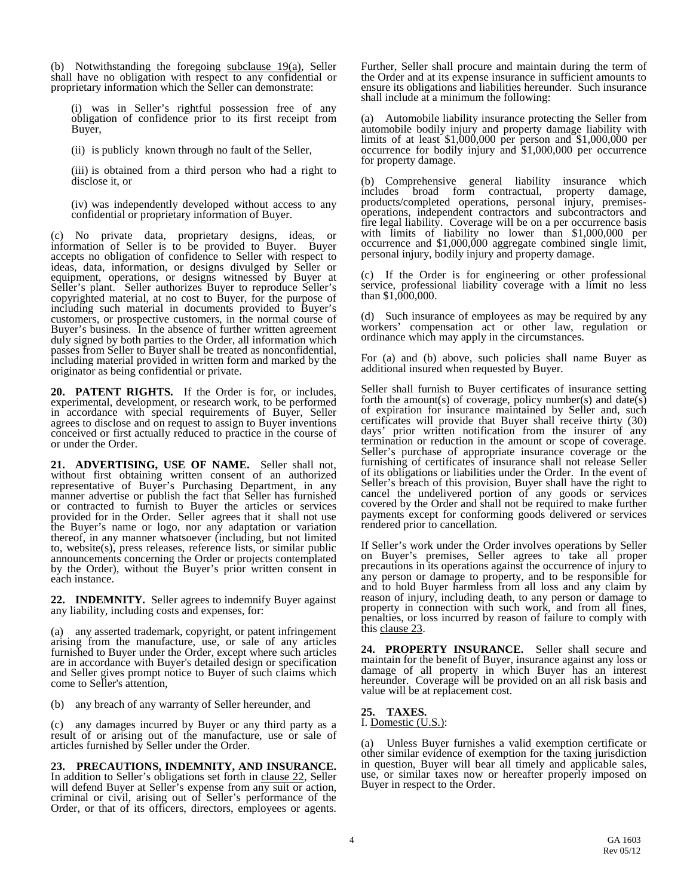(b) Notwithstanding the foregoing subclause 19(a), Seller shall have no obligation with respect to any confidential or proprietary information which the Seller can demonstrate:

(i) was in Seller's rightful possession free of any obligation of confidence prior to its first receipt from Buyer,

(ii) is publicly known through no fault of the Seller,

(iii) is obtained from a third person who had a right to disclose it, or

(iv) was independently developed without access to any confidential or proprietary information of Buyer.

(c) No private data, proprietary designs, ideas, or information of Seller is to be provided to Buyer. Buyer accepts no obligation of confidence to Seller with respect to ideas, data, information, or designs divulged by Seller or equipment, operations, or designs witnessed by Buyer at Seller's plant. Seller authorizes Buyer to reproduce Seller's copyrighted material, at no cost to Buyer, for the purpose of including such material in documents provided to Buyer's customers, or prospective customers, in the normal course of Buyer's business. In the absence of further written agreement duly signed by both parties to the Order, all information which passes from Seller to Buyer shall be treated as nonconfidential, including material provided in written form and marked by the originator as being confidential or private.

**20. PATENT RIGHTS.** If the Order is for, or includes, experimental, development, or research work, to be performed in accordance with special requirements of Buyer, Seller agrees to disclose and on request to assign to Buyer inventions conceived or first actually reduced to practice in the course of or under the Order.

**21. ADVERTISING, USE OF NAME.** Seller shall not, without first obtaining written consent of an authorized representative of Buyer's Purchasing Department, in any manner advertise or publish the fact that Seller has furnished or contracted to furnish to Buyer the articles or services provided for in the Order. Seller agrees that it shall not use the Buyer's name or logo, nor any adaptation or variation thereof, in any manner whatsoever (including, but not limited to, website(s), press releases, reference lists, or similar public announcements concerning the Order or projects contemplated by the Order), without the Buyer's prior written consent in each instance.

**22. INDEMNITY.** Seller agrees to indemnify Buyer against any liability, including costs and expenses, for:

(a) any asserted trademark, copyright, or patent infringement arising from the manufacture, use, or sale of any articles furnished to Buyer under the Order, except where such articles are in accordance with Buyer's detailed design or specification and Seller gives prompt notice to Buyer of such claims which come to Seller's attention,

(b) any breach of any warranty of Seller hereunder, and

(c) any damages incurred by Buyer or any third party as a result of or arising out of the manufacture, use or sale of articles furnished by Seller under the Order.

**23. PRECAUTIONS, INDEMNITY, AND INSURANCE.** In addition to Seller's obligations set forth in clause 22, Seller will defend Buyer at Seller's expense from any suit or action, criminal or civil, arising out of Seller's performance of the Order, or that of its officers, directors, employees or agents. Further, Seller shall procure and maintain during the term of the Order and at its expense insurance in sufficient amounts to ensure its obligations and liabilities hereunder. Such insurance shall include at a minimum the following:

(a) Automobile liability insurance protecting the Seller from automobile bodily injury and property damage liability with limits of at least $1,000,000 per person and $1,000,000 per occurrence for bodily injury and $1,000,000 per occurrence for property damage.

(b) Comprehensive general liability insurance which includes broad form contractual, property damage, products/completed operations, personal injury, premises-operations, independent contractors and subcontractors and fire legal liability. Coverage will be on a per occurrence basis with limits of liability no lower than $1,000,000 per occurrence and $1,000,000 aggregate combined single limit, personal injury, bodily injury and property damage.

(c) If the Order is for engineering or other professional service, professional liability coverage with a limit no less than $1,000,000.

(d) Such insurance of employees as may be required by any workers' compensation act or other law, regulation or ordinance which may apply in the circumstances.

For (a) and (b) above, such policies shall name Buyer as additional insured when requested by Buyer.

Seller shall furnish to Buyer certificates of insurance setting forth the amount(s) of coverage, policy number(s) and date(s) of expiration for insurance maintained by Seller and, such certificates will provide that Buyer shall receive thirty (30) days' prior written notification from the insurer of any termination or reduction in the amount or scope of coverage. Seller's purchase of appropriate insurance coverage or the furnishing of certificates of insurance shall not release Seller of its obligations or liabilities under the Order. In the event of Seller's breach of this provision, Buyer shall have the right to cancel the undelivered portion of any goods or services covered by the Order and shall not be required to make further payments except for conforming goods delivered or services rendered prior to cancellation.

If Seller's work under the Order involves operations by Seller on Buyer's premises, Seller agrees to take all proper precautions in its operations against the occurrence of injury to any person or damage to property, and to be responsible for and to hold Buyer harmless from all loss and any claim by reason of injury, including death, to any person or damage to property in connection with such work, and from all fines, penalties, or loss incurred by reason of failure to comply with this clause 23.

**24. PROPERTY INSURANCE.** Seller shall secure and maintain for the benefit of Buyer, insurance against any loss or damage of all property in which Buyer has an interest hereunder. Coverage will be provided on an all risk basis and value will be at replacement cost.

**25. TAXES.**

I. Domestic (U.S.):

(a) Unless Buyer furnishes a valid exemption certificate or other similar evidence of exemption for the taxing jurisdiction in question, Buyer will bear all timely and applicable sales, use, or similar taxes now or hereafter properly imposed on Buyer in respect to the Order.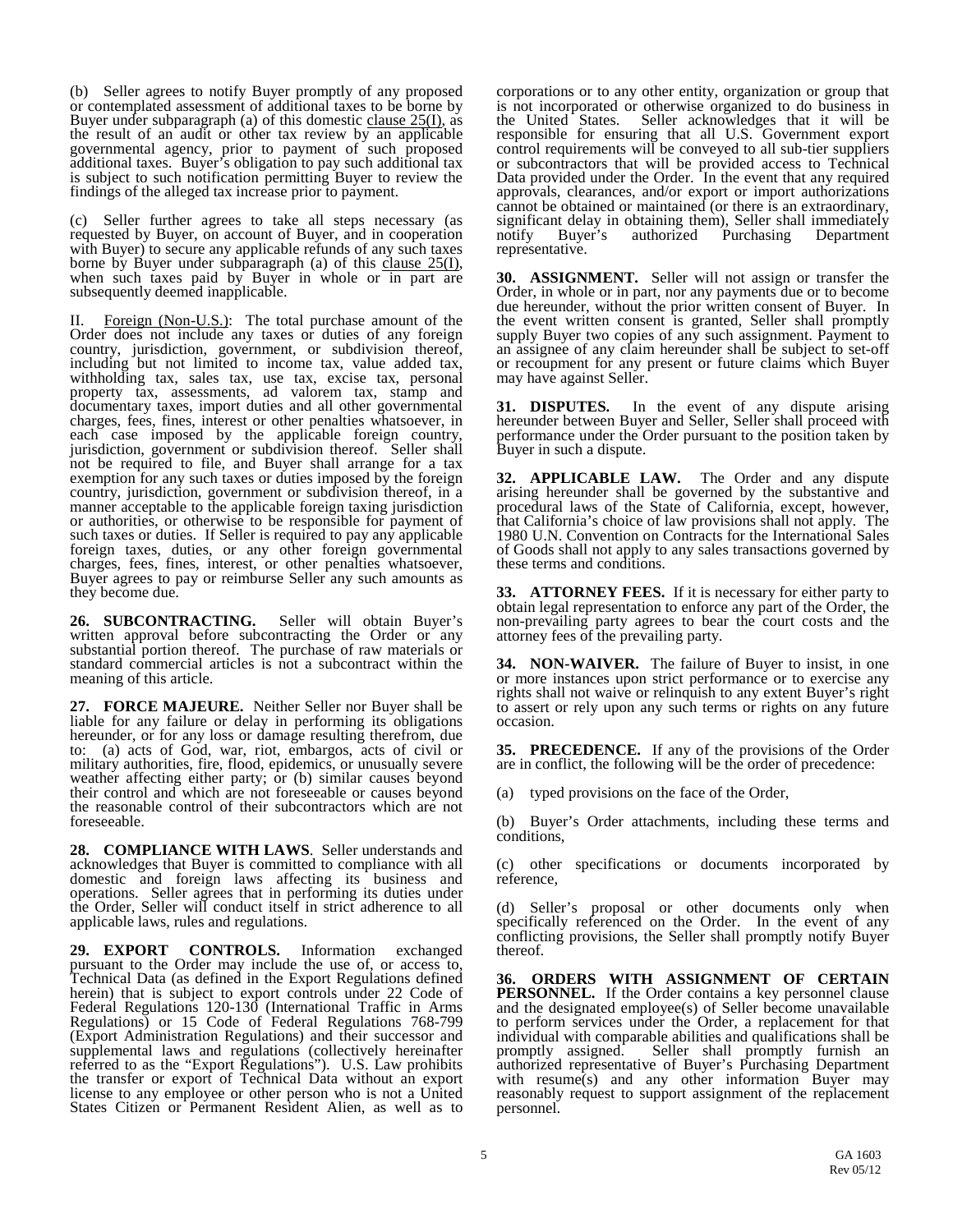(b) Seller agrees to notify Buyer promptly of any proposed or contemplated assessment of additional taxes to be borne by Buyer under subparagraph (a) of this domestic clause 25(I), as the result of an audit or other tax review by an applicable governmental agency, prior to payment of such proposed additional taxes. Buyer's obligation to pay such additional tax is subject to such notification permitting Buyer to review the findings of the alleged tax increase prior to payment.

(c) Seller further agrees to take all steps necessary (as requested by Buyer, on account of Buyer, and in cooperation with Buyer) to secure any applicable refunds of any such taxes borne by Buyer under subparagraph (a) of this clause 25(I), when such taxes paid by Buyer in whole or in part are subsequently deemed inapplicable.

II. Foreign (Non-U.S.): The total purchase amount of the Order does not include any taxes or duties of any foreign country, jurisdiction, government, or subdivision thereof, including but not limited to income tax, value added tax, withholding tax, sales tax, use tax, excise tax, personal property tax, assessments, ad valorem tax, stamp and documentary taxes, import duties and all other governmental charges, fees, fines, interest or other penalties whatsoever, in each case imposed by the applicable foreign country, jurisdiction, government or subdivision thereof. Seller shall not be required to file, and Buyer shall arrange for a tax exemption for any such taxes or duties imposed by the foreign country, jurisdiction, government or subdivision thereof, in a manner acceptable to the applicable foreign taxing jurisdiction or authorities, or otherwise to be responsible for payment of such taxes or duties. If Seller is required to pay any applicable foreign taxes, duties, or any other foreign governmental charges, fees, fines, interest, or other penalties whatsoever, Buyer agrees to pay or reimburse Seller any such amounts as they become due.

**26. SUBCONTRACTING.** Seller will obtain Buyer's written approval before subcontracting the Order or any substantial portion thereof. The purchase of raw materials or standard commercial articles is not a subcontract within the meaning of this article.

**27. FORCE MAJEURE.** Neither Seller nor Buyer shall be liable for any failure or delay in performing its obligations hereunder, or for any loss or damage resulting therefrom, due to: (a) acts of God, war, riot, embargos, acts of civil or military authorities, fire, flood, epidemics, or unusually severe weather affecting either party; or (b) similar causes beyond their control and which are not foreseeable or causes beyond the reasonable control of their subcontractors which are not foreseeable.

**28. COMPLIANCE WITH LAWS**. Seller understands and acknowledges that Buyer is committed to compliance with all domestic and foreign laws affecting its business and operations. Seller agrees that in performing its duties under the Order, Seller will conduct itself in strict adherence to all applicable laws, rules and regulations.

**29. EXPORT CONTROLS.** Information exchanged pursuant to the Order may include the use of, or access to, Technical Data (as defined in the Export Regulations defined herein) that is subject to export controls under 22 Code of Federal Regulations 120-130 (International Traffic in Arms Regulations) or 15 Code of Federal Regulations 768-799 (Export Administration Regulations) and their successor and supplemental laws and regulations (collectively hereinafter referred to as the "Export Regulations"). U.S. Law prohibits the transfer or export of Technical Data without an export license to any employee or other person who is not a United States Citizen or Permanent Resident Alien, as well as to corporations or to any other entity, organization or group that is not incorporated or otherwise organized to do business in the United States. Seller acknowledges that it will be responsible for ensuring that all U.S. Government export control requirements will be conveyed to all sub-tier suppliers or subcontractors that will be provided access to Technical Data provided under the Order. In the event that any required approvals, clearances, and/or export or import authorizations cannot be obtained or maintained (or there is an extraordinary, significant delay in obtaining them), Seller shall immediately notify Buyer's authorized Purchasing Department representative.

**30. ASSIGNMENT.** Seller will not assign or transfer the Order, in whole or in part, nor any payments due or to become due hereunder, without the prior written consent of Buyer. In the event written consent is granted, Seller shall promptly supply Buyer two copies of any such assignment. Payment to an assignee of any claim hereunder shall be subject to set-off or recoupment for any present or future claims which Buyer may have against Seller.

**31. DISPUTES.** In the event of any dispute arising hereunder between Buyer and Seller, Seller shall proceed with performance under the Order pursuant to the position taken by Buyer in such a dispute.

**32. APPLICABLE LAW.** The Order and any dispute arising hereunder shall be governed by the substantive and procedural laws of the State of California, except, however, that California's choice of law provisions shall not apply. The 1980 U.N. Convention on Contracts for the International Sales of Goods shall not apply to any sales transactions governed by these terms and conditions.

**33. ATTORNEY FEES.** If it is necessary for either party to obtain legal representation to enforce any part of the Order, the non-prevailing party agrees to bear the court costs and the attorney fees of the prevailing party.

**34. NON-WAIVER.** The failure of Buyer to insist, in one or more instances upon strict performance or to exercise any rights shall not waive or relinquish to any extent Buyer's right to assert or rely upon any such terms or rights on any future occasion.

**35. PRECEDENCE.** If any of the provisions of the Order are in conflict, the following will be the order of precedence:

(a) typed provisions on the face of the Order,

(b) Buyer's Order attachments, including these terms and conditions,

(c) other specifications or documents incorporated by reference,

(d) Seller's proposal or other documents only when specifically referenced on the Order. In the event of any conflicting provisions, the Seller shall promptly notify Buyer thereof.

**36. ORDERS WITH ASSIGNMENT OF CERTAIN PERSONNEL.** If the Order contains a key personnel clause and the designated employee(s) of Seller become unavailable to perform services under the Order, a replacement for that individual with comparable abilities and qualifications shall be promptly assigned. Seller shall promptly furnish an authorized representative of Buyer's Purchasing Department with resume(s) and any other information Buyer may reasonably request to support assignment of the replacement personnel.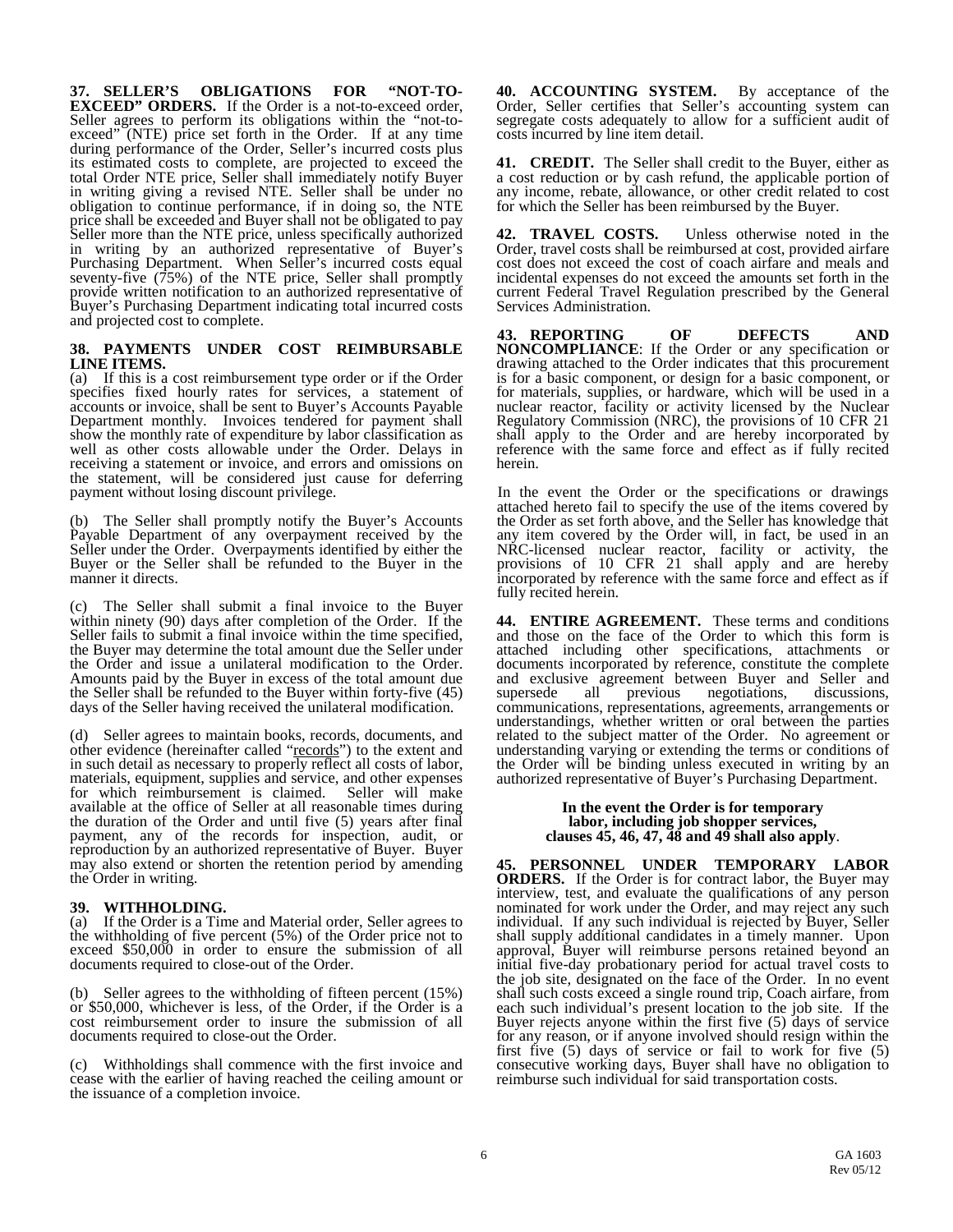**37. SELLER'S OBLIGATIONS FOR "NOT-TO-EXCEED" ORDERS.** If the Order is a not-to-exceed order, Seller agrees to perform its obligations within the "not-to-exceed" (NTE) price set forth in the Order. If at any time during performance of the Order, Seller's incurred costs plus its estimated costs to complete, are projected to exceed the total Order NTE price, Seller shall immediately notify Buyer in writing giving a revised NTE. Seller shall be under no obligation to continue performance, if in doing so, the NTE price shall be exceeded and Buyer shall not be obligated to pay Seller more than the NTE price, unless specifically authorized in writing by an authorized representative of Buyer's Purchasing Department. When Seller's incurred costs equal seventy-five (75%) of the NTE price, Seller shall promptly provide written notification to an authorized representative of Buyer's Purchasing Department indicating total incurred costs and projected cost to complete.

**38. PAYMENTS UNDER COST REIMBURSABLE LINE ITEMS.**

(a) If this is a cost reimbursement type order or if the Order specifies fixed hourly rates for services, a statement of accounts or invoice, shall be sent to Buyer's Accounts Payable Department monthly. Invoices tendered for payment shall show the monthly rate of expenditure by labor classification as well as other costs allowable under the Order. Delays in receiving a statement or invoice, and errors and omissions on the statement, will be considered just cause for deferring payment without losing discount privilege.

(b) The Seller shall promptly notify the Buyer's Accounts Payable Department of any overpayment received by the Seller under the Order. Overpayments identified by either the Buyer or the Seller shall be refunded to the Buyer in the manner it directs.

(c) The Seller shall submit a final invoice to the Buyer within ninety (90) days after completion of the Order. If the Seller fails to submit a final invoice within the time specified, the Buyer may determine the total amount due the Seller under the Order and issue a unilateral modification to the Order. Amounts paid by the Buyer in excess of the total amount due the Seller shall be refunded to the Buyer within forty-five (45) days of the Seller having received the unilateral modification.

(d) Seller agrees to maintain books, records, documents, and other evidence (hereinafter called "records") to the extent and in such detail as necessary to properly reflect all costs of labor, materials, equipment, supplies and service, and other expenses for which reimbursement is claimed. Seller will make available at the office of Seller at all reasonable times during the duration of the Order and until five (5) years after final payment, any of the records for inspection, audit, or reproduction by an authorized representative of Buyer. Buyer may also extend or shorten the retention period by amending the Order in writing.

**39. WITHHOLDING.**

(a) If the Order is a Time and Material order, Seller agrees to the withholding of five percent (5%) of the Order price not to exceed $50,000 in order to ensure the submission of all documents required to close-out of the Order.

(b) Seller agrees to the withholding of fifteen percent (15%) or $50,000, whichever is less, of the Order, if the Order is a cost reimbursement order to insure the submission of all documents required to close-out the Order.

(c) Withholdings shall commence with the first invoice and cease with the earlier of having reached the ceiling amount or the issuance of a completion invoice.

**40. ACCOUNTING SYSTEM.** By acceptance of the Order, Seller certifies that Seller's accounting system can segregate costs adequately to allow for a sufficient audit of costs incurred by line item detail.

**41. CREDIT.** The Seller shall credit to the Buyer, either as a cost reduction or by cash refund, the applicable portion of any income, rebate, allowance, or other credit related to cost for which the Seller has been reimbursed by the Buyer.

**42. TRAVEL COSTS.** Unless otherwise noted in the Order, travel costs shall be reimbursed at cost, provided airfare cost does not exceed the cost of coach airfare and meals and incidental expenses do not exceed the amounts set forth in the current Federal Travel Regulation prescribed by the General Services Administration.

**43. REPORTING OF DEFECTS AND NONCOMPLIANCE**: If the Order or any specification or drawing attached to the Order indicates that this procurement is for a basic component, or design for a basic component, or for materials, supplies, or hardware, which will be used in a nuclear reactor, facility or activity licensed by the Nuclear Regulatory Commission (NRC), the provisions of 10 CFR 21 shall apply to the Order and are hereby incorporated by reference with the same force and effect as if fully recited herein.

In the event the Order or the specifications or drawings attached hereto fail to specify the use of the items covered by the Order as set forth above, and the Seller has knowledge that any item covered by the Order will, in fact, be used in an NRC-licensed nuclear reactor, facility or activity, the provisions of 10 CFR 21 shall apply and are hereby incorporated by reference with the same force and effect as if fully recited herein.

**44. ENTIRE AGREEMENT.** These terms and conditions and those on the face of the Order to which this form is attached including other specifications, attachments or documents incorporated by reference, constitute the complete and exclusive agreement between Buyer and Seller and supersede all previous negotiations, discussions, communications, representations, agreements, arrangements or understandings, whether written or oral between the parties related to the subject matter of the Order. No agreement or understanding varying or extending the terms or conditions of the Order will be binding unless executed in writing by an authorized representative of Buyer's Purchasing Department.

**In the event the Order is for temporary labor, including job shopper services, clauses 45, 46, 47, 48 and 49 shall also apply**.

**45. PERSONNEL UNDER TEMPORARY LABOR ORDERS.** If the Order is for contract labor, the Buyer may interview, test, and evaluate the qualifications of any person nominated for work under the Order, and may reject any such individual. If any such individual is rejected by Buyer, Seller shall supply additional candidates in a timely manner. Upon approval, Buyer will reimburse persons retained beyond an initial five-day probationary period for actual travel costs to the job site, designated on the face of the Order. In no event shall such costs exceed a single round trip, Coach airfare, from each such individual's present location to the job site. If the Buyer rejects anyone within the first five (5) days of service for any reason, or if anyone involved should resign within the first five (5) days of service or fail to work for five (5) consecutive working days, Buyer shall have no obligation to reimburse such individual for said transportation costs.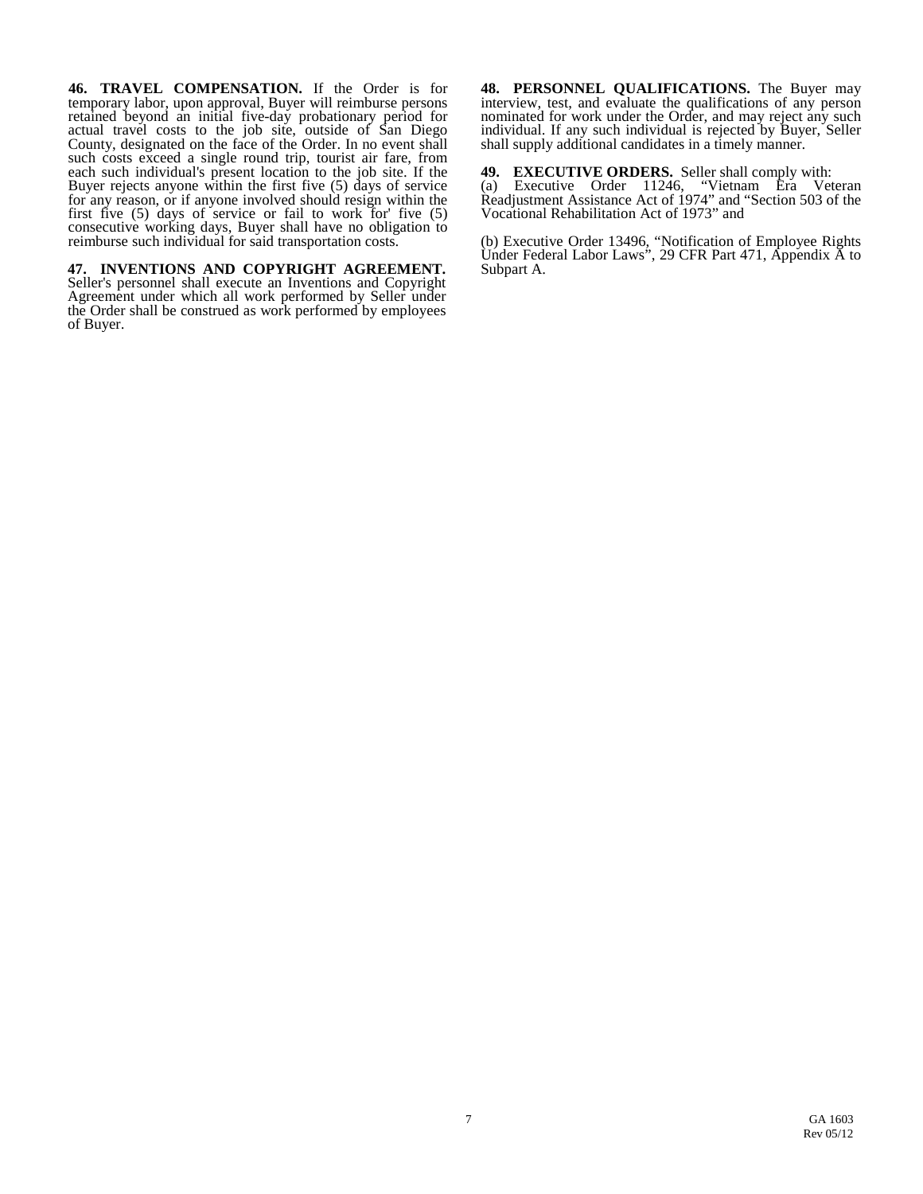**46. TRAVEL COMPENSATION.** If the Order is for temporary labor, upon approval, Buyer will reimburse persons retained beyond an initial five-day probationary period for actual travel costs to the job site, outside of San Diego County, designated on the face of the Order. In no event shall such costs exceed a single round trip, tourist air fare, from each such individual's present location to the job site. If the Buyer rejects anyone within the first five (5) days of service for any reason, or if anyone involved should resign within the first five (5) days of service or fail to work for' five (5) consecutive working days, Buyer shall have no obligation to reimburse such individual for said transportation costs.

**47. INVENTIONS AND COPYRIGHT AGREEMENT.** Seller's personnel shall execute an Inventions and Copyright Agreement under which all work performed by Seller under the Order shall be construed as work performed by employees of Buyer.

**48. PERSONNEL QUALIFICATIONS.** The Buyer may interview, test, and evaluate the qualifications of any person nominated for work under the Order, and may reject any such individual. If any such individual is rejected by Buyer, Seller shall supply additional candidates in a timely manner.

**49. EXECUTIVE ORDERS.** Seller shall comply with:
(a) Executive Order 11246, "Vietnam Era Veteran Readjustment Assistance Act of 1974" and "Section 503 of the Vocational Rehabilitation Act of 1973" and

(b) Executive Order 13496, "Notification of Employee Rights Under Federal Labor Laws", 29 CFR Part 471, Appendix A to Subpart A.

GA 1603
Rev 05/12